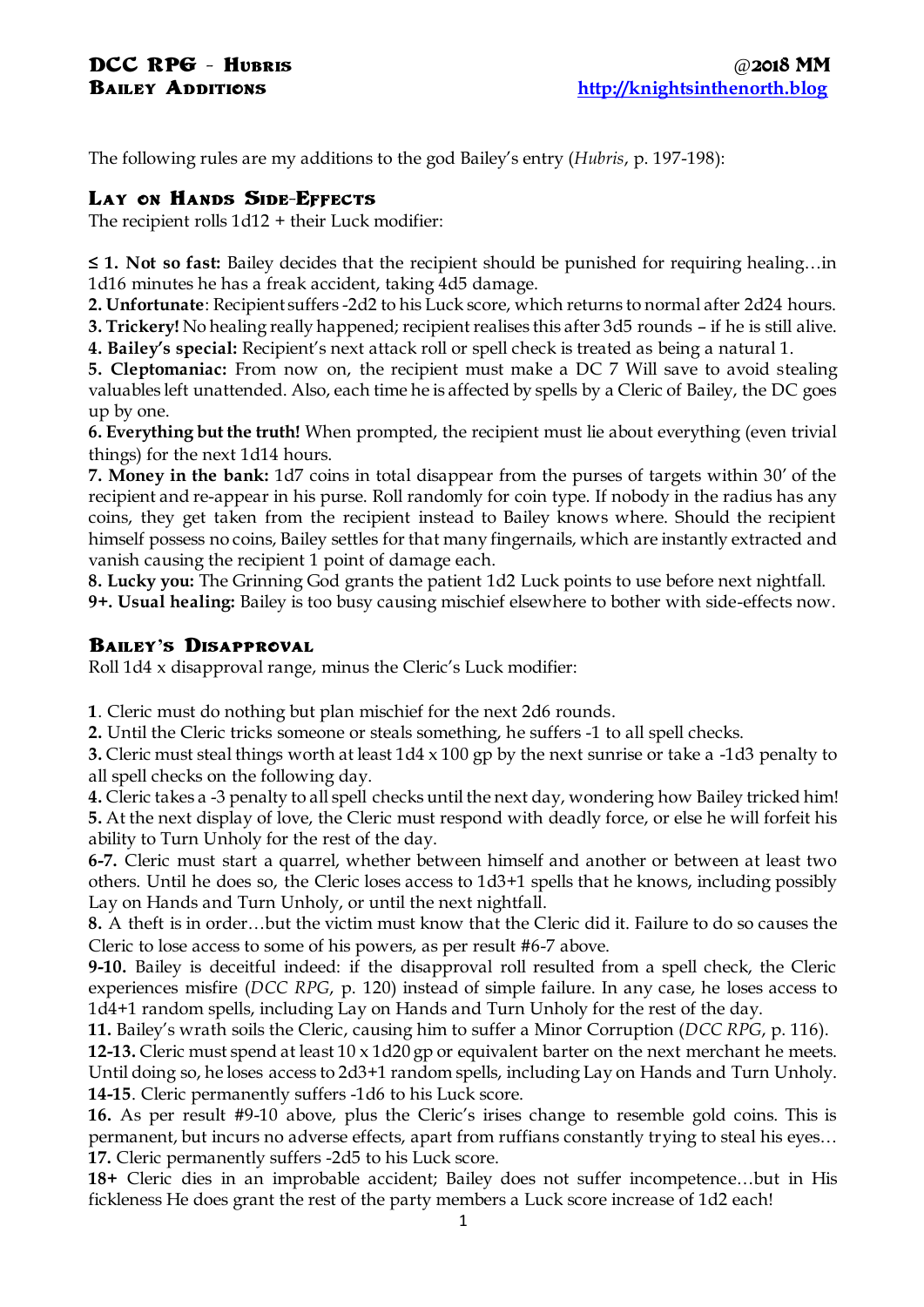# DCC RPG - Hubris
## Bailey Additions

@2018 MM
http://knightsinthenorth.blog

The following rules are my additions to the god Bailey's entry (*Hubris*, p. 197-198):

### Lay on Hands Side-Effects

The recipient rolls 1d12 + their Luck modifier:

**≤ 1. Not so fast:** Bailey decides that the recipient should be punished for requiring healing…in 1d16 minutes he has a freak accident, taking 4d5 damage.
**2. Unfortunate**: Recipient suffers -2d2 to his Luck score, which returns to normal after 2d24 hours.
**3. Trickery!** No healing really happened; recipient realises this after 3d5 rounds – if he is still alive.
**4. Bailey's special:** Recipient's next attack roll or spell check is treated as being a natural 1.
**5. Cleptomaniac:** From now on, the recipient must make a DC 7 Will save to avoid stealing valuables left unattended. Also, each time he is affected by spells by a Cleric of Bailey, the DC goes up by one.
**6. Everything but the truth!** When prompted, the recipient must lie about everything (even trivial things) for the next 1d14 hours.
**7. Money in the bank:** 1d7 coins in total disappear from the purses of targets within 30' of the recipient and re-appear in his purse. Roll randomly for coin type. If nobody in the radius has any coins, they get taken from the recipient instead to Bailey knows where. Should the recipient himself possess no coins, Bailey settles for that many fingernails, which are instantly extracted and vanish causing the recipient 1 point of damage each.
**8. Lucky you:** The Grinning God grants the patient 1d2 Luck points to use before next nightfall.
**9+. Usual healing:** Bailey is too busy causing mischief elsewhere to bother with side-effects now.

### Bailey's Disapproval

Roll 1d4 x disapproval range, minus the Cleric's Luck modifier:

**1**. Cleric must do nothing but plan mischief for the next 2d6 rounds.
**2.** Until the Cleric tricks someone or steals something, he suffers -1 to all spell checks.
**3.** Cleric must steal things worth at least 1d4 x 100 gp by the next sunrise or take a -1d3 penalty to all spell checks on the following day.
**4.** Cleric takes a -3 penalty to all spell checks until the next day, wondering how Bailey tricked him!
**5.** At the next display of love, the Cleric must respond with deadly force, or else he will forfeit his ability to Turn Unholy for the rest of the day.
**6-7.** Cleric must start a quarrel, whether between himself and another or between at least two others. Until he does so, the Cleric loses access to 1d3+1 spells that he knows, including possibly Lay on Hands and Turn Unholy, or until the next nightfall.
**8.** A theft is in order…but the victim must know that the Cleric did it. Failure to do so causes the Cleric to lose access to some of his powers, as per result #6-7 above.
**9-10.** Bailey is deceitful indeed: if the disapproval roll resulted from a spell check, the Cleric experiences misfire (*DCC RPG*, p. 120) instead of simple failure. In any case, he loses access to 1d4+1 random spells, including Lay on Hands and Turn Unholy for the rest of the day.
**11.** Bailey's wrath soils the Cleric, causing him to suffer a Minor Corruption (*DCC RPG*, p. 116).
**12-13.** Cleric must spend at least 10 x 1d20 gp or equivalent barter on the next merchant he meets. Until doing so, he loses access to 2d3+1 random spells, including Lay on Hands and Turn Unholy.
**14-15**. Cleric permanently suffers -1d6 to his Luck score.
**16.** As per result #9-10 above, plus the Cleric's irises change to resemble gold coins. This is permanent, but incurs no adverse effects, apart from ruffians constantly trying to steal his eyes…
**17.** Cleric permanently suffers -2d5 to his Luck score.
**18+** Cleric dies in an improbable accident; Bailey does not suffer incompetence…but in His fickleness He does grant the rest of the party members a Luck score increase of 1d2 each!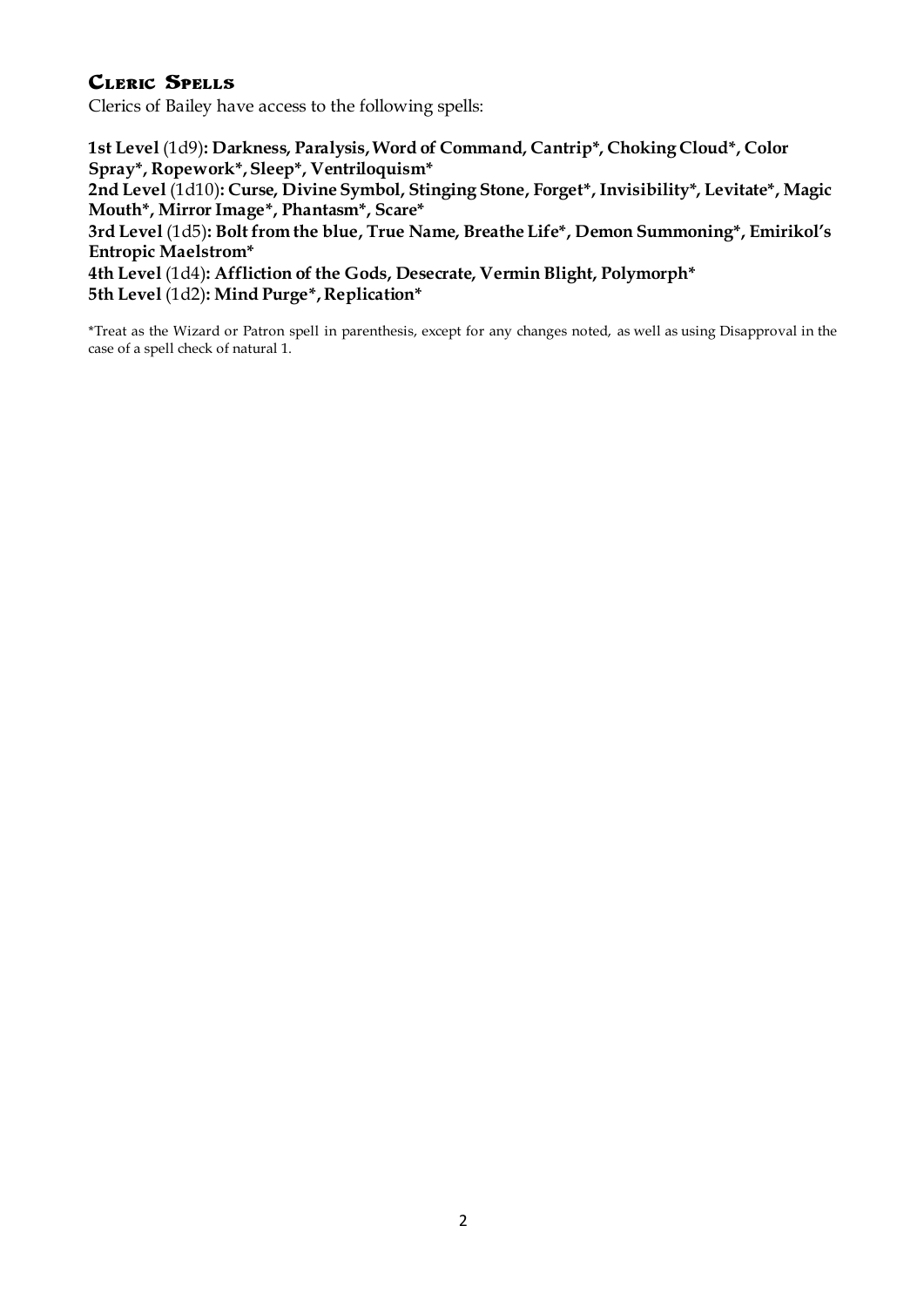## Cleric Spells

Clerics of Bailey have access to the following spells:

**1st Level** (1d9)**: Darkness, Paralysis, Word of Command, Cantrip*, Choking Cloud*, Color Spray*, Ropework*, Sleep*, Ventriloquism***
**2nd Level** (1d10)**: Curse, Divine Symbol, Stinging Stone, Forget*, Invisibility*, Levitate*, Magic Mouth*, Mirror Image*, Phantasm*, Scare***
**3rd Level** (1d5)**: Bolt from the blue, True Name, Breathe Life*, Demon Summoning*, Emirikol's Entropic Maelstrom***
**4th Level** (1d4)**: Affliction of the Gods, Desecrate, Vermin Blight, Polymorph***
**5th Level** (1d2)**: Mind Purge*, Replication***

*Treat as the Wizard or Patron spell in parenthesis, except for any changes noted, as well as using Disapproval in the case of a spell check of natural 1.